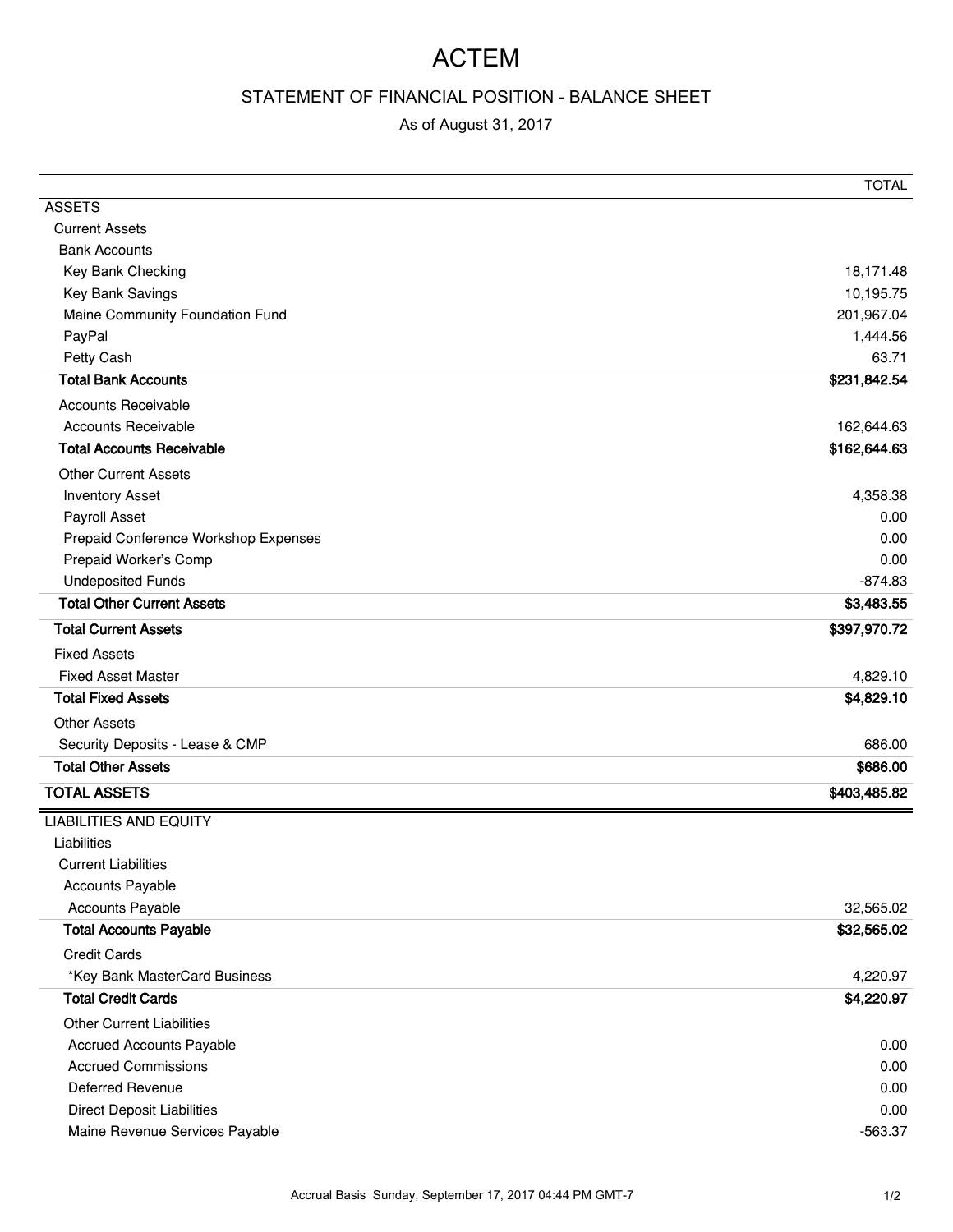# ACTEM

## STATEMENT OF FINANCIAL POSITION - BALANCE SHEET

As of August 31, 2017

| | TOTAL |
|---|---:|
| ASSETS | |
| Current Assets | |
| Bank Accounts | |
| Key Bank Checking | 18,171.48 |
| Key Bank Savings | 10,195.75 |
| Maine Community Foundation Fund | 201,967.04 |
| PayPal | 1,444.56 |
| Petty Cash | 63.71 |
| **Total Bank Accounts** | **$231,842.54** |
| Accounts Receivable | |
| Accounts Receivable | 162,644.63 |
| **Total Accounts Receivable** | **$162,644.63** |
| Other Current Assets | |
| Inventory Asset | 4,358.38 |
| Payroll Asset | 0.00 |
| Prepaid Conference Workshop Expenses | 0.00 |
| Prepaid Worker's Comp | 0.00 |
| Undeposited Funds | -874.83 |
| **Total Other Current Assets** | **$3,483.55** |
| **Total Current Assets** | **$397,970.72** |
| Fixed Assets | |
| Fixed Asset Master | 4,829.10 |
| **Total Fixed Assets** | **$4,829.10** |
| Other Assets | |
| Security Deposits - Lease & CMP | 686.00 |
| **Total Other Assets** | **$686.00** |
| **TOTAL ASSETS** | **$403,485.82** |
| LIABILITIES AND EQUITY | |
| Liabilities | |
| Current Liabilities | |
| Accounts Payable | |
| Accounts Payable | 32,565.02 |
| **Total Accounts Payable** | **$32,565.02** |
| Credit Cards | |
| *Key Bank MasterCard Business | 4,220.97 |
| **Total Credit Cards** | **$4,220.97** |
| Other Current Liabilities | |
| Accrued Accounts Payable | 0.00 |
| Accrued Commissions | 0.00 |
| Deferred Revenue | 0.00 |
| Direct Deposit Liabilities | 0.00 |
| Maine Revenue Services Payable | -563.37 |

Accrual Basis Sunday, September 17, 2017 04:44 PM GMT-7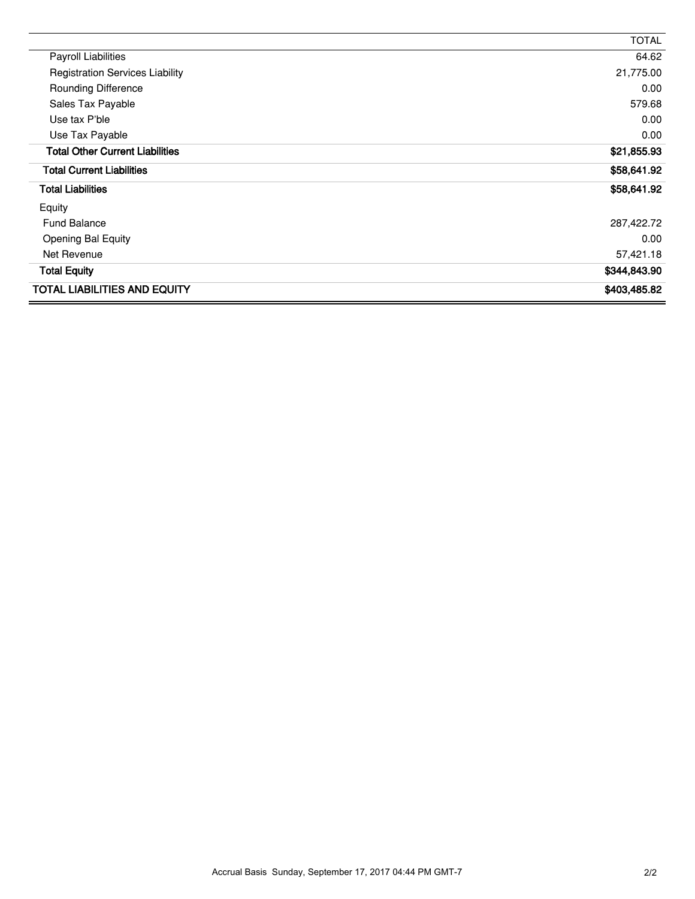| | TOTAL |
|---|---|
| Payroll Liabilities | 64.62 |
| Registration Services Liability | 21,775.00 |
| Rounding Difference | 0.00 |
| Sales Tax Payable | 579.68 |
| Use tax P'ble | 0.00 |
| Use Tax Payable | 0.00 |
| **Total Other Current Liabilities** | **$21,855.93** |
| **Total Current Liabilities** | **$58,641.92** |
| **Total Liabilities** | **$58,641.92** |
| Equity | |
| Fund Balance | 287,422.72 |
| Opening Bal Equity | 0.00 |
| Net Revenue | 57,421.18 |
| **Total Equity** | **$344,843.90** |
| **TOTAL LIABILITIES AND EQUITY** | **$403,485.82** |

Accrual Basis Sunday, September 17, 2017 04:44 PM GMT-7